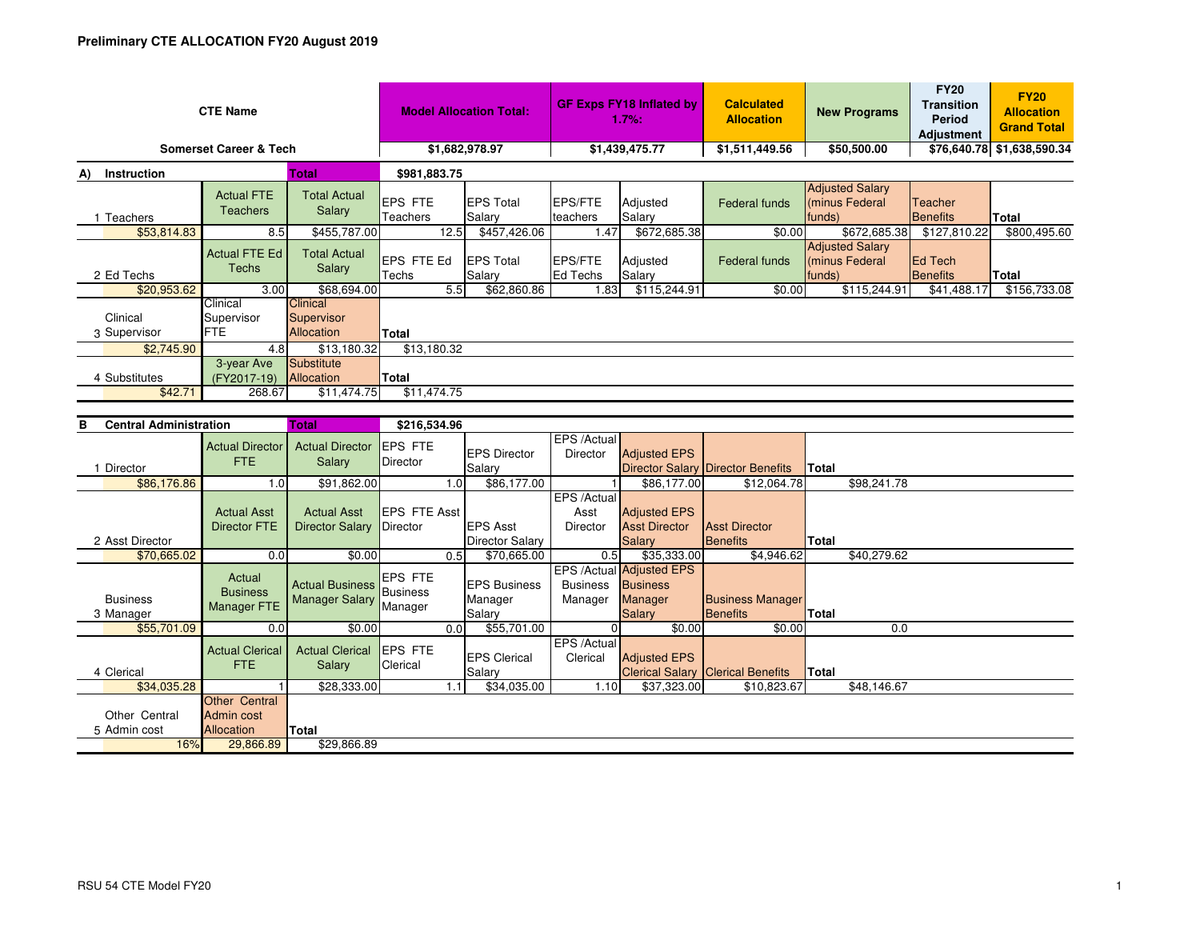# Preliminary CTE ALLOCATION FY20 August 2019

| CTE Name | Model Allocation Total: | GF Exps FY18 Inflated by 1.7%: | Calculated Allocation | New Programs | FY20 Transition Period Adjustment | FY20 Allocation Grand Total |
|---|---|---|---|---|---|---|
| Somerset Career & Tech | $1,682,978.97 | $1,439,475.77 | $1,511,449.56 | $50,500.00 | $76,640.78 | $1,638,590.34 |

## A) Instruction

**Total: $981,883.75**

| 1 Teachers | Actual FTE Teachers | Total Actual Salary | EPS FTE Teachers | EPS Total Salary | EPS/FTE teachers | Adjusted Salary | Federal funds | Adjusted Salary (minus Federal funds) | Teacher Benefits | Total |
|---|---|---|---|---|---|---|---|---|---|---|
| $53,814.83 | 8.5 | $455,787.00 | 12.5 | $457,426.06 | 1.47 | $672,685.38 | $0.00 | $672,685.38 | $127,810.22 | $800,495.60 |

| 2 Ed Techs | Actual FTE Ed Techs | Total Actual Salary | EPS FTE Ed Techs | EPS Total Salary | EPS/FTE Ed Techs | Adjusted Salary | Federal funds | Adjusted Salary (minus Federal funds) | Ed Tech Benefits | Total |
|---|---|---|---|---|---|---|---|---|---|---|
| $20,953.62 | 3.00 | $68,694.00 | 5.5 | $62,860.86 | 1.83 | $115,244.91 | $0.00 | $115,244.91 | $41,488.17 | $156,733.08 |

| 3 Clinical Supervisor | Clinical Supervisor FTE | Clinical Supervisor Allocation | Total |
|---|---|---|---|
| $2,745.90 | 4.8 | $13,180.32 | $13,180.32 |

| 4 Substitutes | 3-year Ave (FY2017-19) | Substitute Allocation | Total |
|---|---|---|---|
| $42.71 | 268.67 | $11,474.75 | $11,474.75 |

## B Central Administration

**Total: $216,534.96**

| 1 Director | Actual Director FTE | Actual Director Salary | EPS FTE Director | EPS Director Salary | EPS /Actual Director | Adjusted EPS Director Salary | Director Benefits | Total |
|---|---|---|---|---|---|---|---|---|
| $86,176.86 | 1.0 | $91,862.00 | 1.0 | $86,177.00 | 1 | $86,177.00 | $12,064.78 | $98,241.78 |

| 2 Asst Director | Actual Asst Director FTE | Actual Asst Director Salary | EPS FTE Asst Director | EPS Asst Director Salary | EPS /Actual Asst Director | Adjusted EPS Asst Director Salary | Asst Director Benefits | Total |
|---|---|---|---|---|---|---|---|---|
| $70,665.02 | 0.0 | $0.00 | 0.5 | $70,665.00 | 0.5 | $35,333.00 | $4,946.62 | $40,279.62 |

| 3 Business Manager | Actual Business Manager FTE | Actual Business Manager Salary | EPS FTE Business Manager | EPS Business Manager Salary | EPS /Actual Business Manager | Adjusted EPS Business Manager Salary | Business Manager Benefits | Total |
|---|---|---|---|---|---|---|---|---|
| $55,701.09 | 0.0 | $0.00 | 0.0 | $55,701.00 | 0 | $0.00 | $0.00 | 0.0 |

| 4 Clerical | Actual Clerical FTE | Actual Clerical Salary | EPS FTE Clerical | EPS Clerical Salary | EPS /Actual Clerical | Adjusted EPS Clerical Salary | Clerical Benefits | Total |
|---|---|---|---|---|---|---|---|---|
| $34,035.28 | 1 | $28,333.00 | 1.1 | $34,035.00 | 1.10 | $37,323.00 | $10,823.67 | $48,146.67 |

| 5 Other Central Admin cost | Other Central Admin cost Allocation | Total |
|---|---|---|
| 16% | 29,866.89 | $29,866.89 |

RSU 54 CTE Model FY20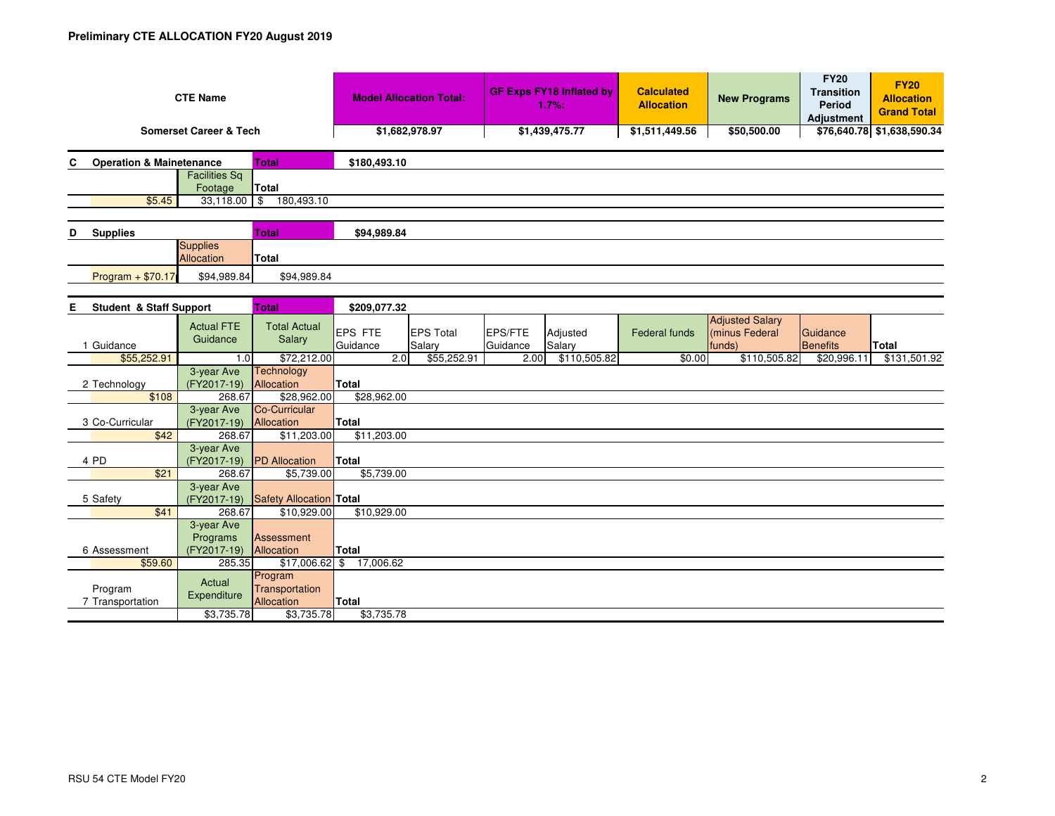**Preliminary CTE ALLOCATION FY20 August 2019**

| CTE Name | Model Allocation Total: | GF Exps FY18 Inflated by 1.7%: | Calculated Allocation | New Programs | FY20 Transition Period Adjustment | FY20 Allocation Grand Total |
|---|---|---|---|---|---|---|
| Somerset Career & Tech | $1,682,978.97 | $1,439,475.77 | $1,511,449.56 | $50,500.00 | $76,640.78 | $1,638,590.34 |

| | | | | | | | | | | | | |
|---|---|---|---|---|---|---|---|---|---|---|---|---|
| **C** | **Operation & Mainetenance** | | **Total** | **$180,493.10** | | | | | | | | |
| | | Facilities Sq Footage | **Total** | | | | | | | | | |
| | $5.45 | 33,118.00 | $ 180,493.10 | | | | | | | | | |
| **D** | **Supplies** | | **Total** | **$94,989.84** | | | | | | | | |
| | | Supplies Allocation | **Total** | | | | | | | | | |
| | Program + $70.17 | $94,989.84 | $94,989.84 | | | | | | | | | |
| **E** | **Student & Staff Support** | | **Total** | **$209,077.32** | | | | | | | | |
| 1 | Guidance | Actual FTE Guidance | Total Actual Salary | EPS FTE Guidance | EPS Total Salary | EPS/FTE Guidance | Adjusted Salary | Federal funds | Adjusted Salary (minus Federal funds) | Guidance Benefits | **Total** | |
| | $55,252.91 | 1.0 | $72,212.00 | 2.0 | $55,252.91 | 2.00 | $110,505.82 | $0.00 | $110,505.82 | $20,996.11 | $131,501.92 | |
| 2 | Technology | 3-year Ave (FY2017-19) | Technology Allocation | **Total** | | | | | | | | |
| | $108 | 268.67 | $28,962.00 | $28,962.00 | | | | | | | | |
| 3 | Co-Curricular | 3-year Ave (FY2017-19) | Co-Curricular Allocation | **Total** | | | | | | | | |
| | $42 | 268.67 | $11,203.00 | $11,203.00 | | | | | | | | |
| 4 | PD | 3-year Ave (FY2017-19) | PD Allocation | **Total** | | | | | | | | |
| | $21 | 268.67 | $5,739.00 | $5,739.00 | | | | | | | | |
| 5 | Safety | 3-year Ave (FY2017-19) | Safety Allocation | **Total** | | | | | | | | |
| | $41 | 268.67 | $10,929.00 | $10,929.00 | | | | | | | | |
| 6 | Assessment | 3-year Ave Programs (FY2017-19) | Assessment Allocation | **Total** | | | | | | | | |
| | $59.60 | 285.35 | $17,006.62 | $ 17,006.62 | | | | | | | | |
| 7 | Program Transportation | Actual Expenditure | Program Transportation Allocation | **Total** | | | | | | | | |
| | | $3,735.78 | $3,735.78 | $3,735.78 | | | | | | | | |